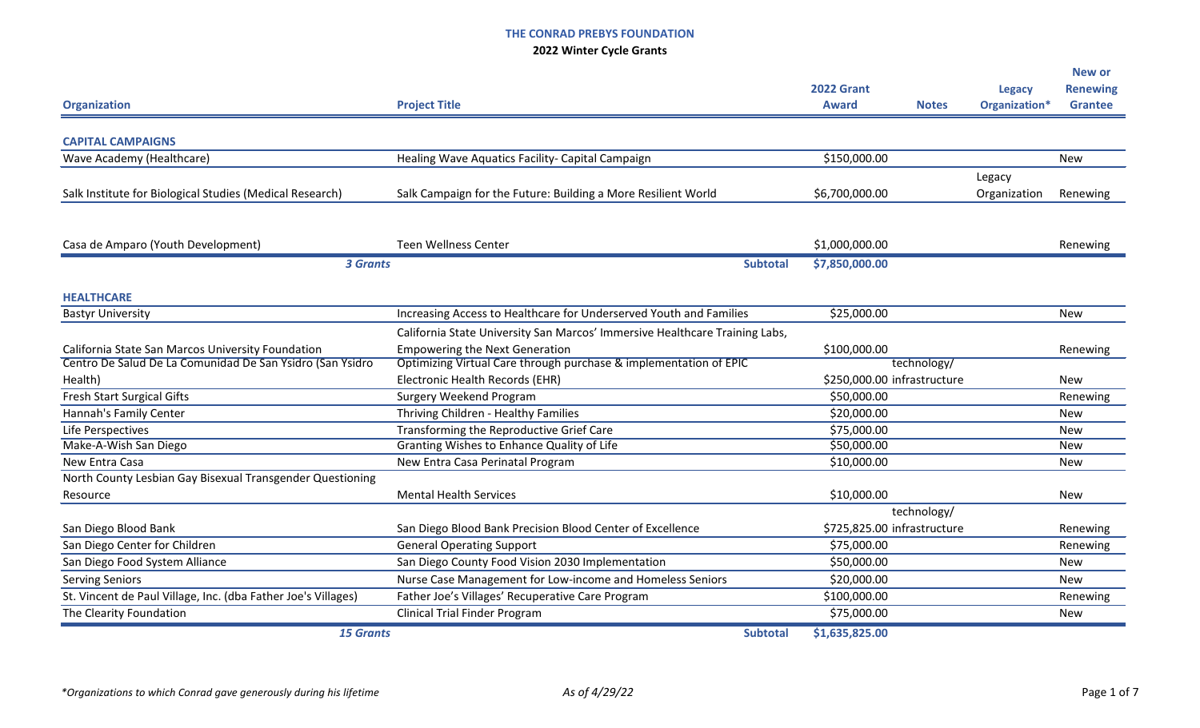# THE CONRAD PREBYS FOUNDATION

## 2022 Winter Cycle Grants

| Organization | Project Title | 2022 Grant Award | Notes | Legacy Organization* | New or Renewing Grantee |
|---|---|---|---|---|---|
| **CAPITAL CAMPAIGNS** | | | | | |
| Wave Academy (Healthcare) | Healing Wave Aquatics Facility- Capital Campaign | $150,000.00 | | | New |
| Salk Institute for Biological Studies (Medical Research) | Salk Campaign for the Future: Building a More Resilient World | $6,700,000.00 | | Legacy Organization | Renewing |
| Casa de Amparo (Youth Development) | Teen Wellness Center | $1,000,000.00 | | | Renewing |
| ***3 Grants*** | **Subtotal** | **$7,850,000.00** | | | |
| **HEALTHCARE** | | | | | |
| Bastyr University | Increasing Access to Healthcare for Underserved Youth and Families | $25,000.00 | | | New |
| California State San Marcos University Foundation | California State University San Marcos' Immersive Healthcare Training Labs, Empowering the Next Generation | $100,000.00 | | | Renewing |
| Centro De Salud De La Comunidad De San Ysidro (San Ysidro Health) | Optimizing Virtual Care through purchase & implementation of EPIC Electronic Health Records (EHR) | $250,000.00 | technology/ infrastructure | | New |
| Fresh Start Surgical Gifts | Surgery Weekend Program | $50,000.00 | | | Renewing |
| Hannah's Family Center | Thriving Children - Healthy Families | $20,000.00 | | | New |
| Life Perspectives | Transforming the Reproductive Grief Care | $75,000.00 | | | New |
| Make-A-Wish San Diego | Granting Wishes to Enhance Quality of Life | $50,000.00 | | | New |
| New Entra Casa | New Entra Casa Perinatal Program | $10,000.00 | | | New |
| North County Lesbian Gay Bisexual Transgender Questioning Resource | Mental Health Services | $10,000.00 | | | New |
| San Diego Blood Bank | San Diego Blood Bank Precision Blood Center of Excellence | $725,825.00 | technology/ infrastructure | | Renewing |
| San Diego Center for Children | General Operating Support | $75,000.00 | | | Renewing |
| San Diego Food System Alliance | San Diego County Food Vision 2030 Implementation | $50,000.00 | | | New |
| Serving Seniors | Nurse Case Management for Low-income and Homeless Seniors | $20,000.00 | | | New |
| St. Vincent de Paul Village, Inc. (dba Father Joe's Villages) | Father Joe's Villages' Recuperative Care Program | $100,000.00 | | | Renewing |
| The Clearity Foundation | Clinical Trial Finder Program | $75,000.00 | | | New |
| ***15 Grants*** | **Subtotal** | **$1,635,825.00** | | | |

*Organizations to which Conrad gave generously during his lifetime

*As of 4/29/22*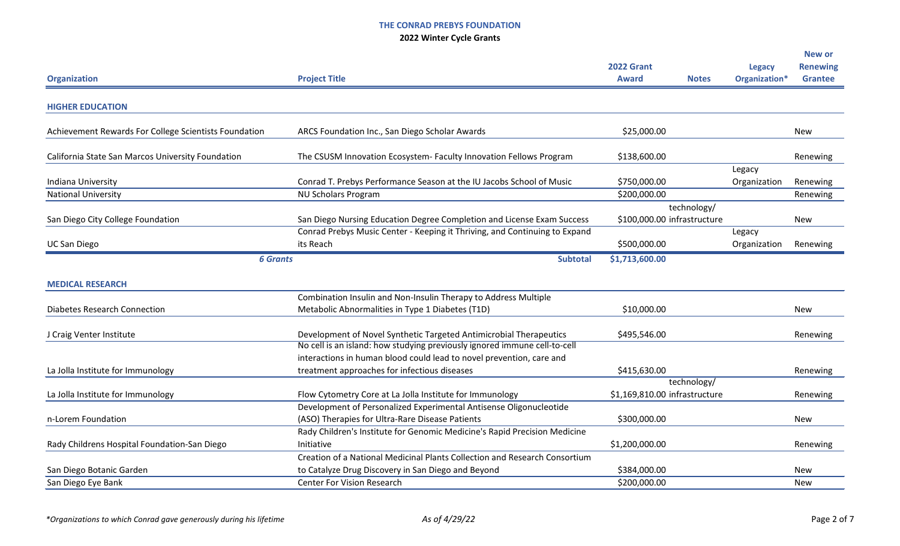**THE CONRAD PREBYS FOUNDATION**

**2022 Winter Cycle Grants**

| Organization | Project Title | 2022 Grant Award | Notes | Legacy Organization* | New or Renewing Grantee |
|---|---|---|---|---|---|
| **HIGHER EDUCATION** | | | | | |
| Achievement Rewards For College Scientists Foundation | ARCS Foundation Inc., San Diego Scholar Awards | $25,000.00 | | | New |
| California State San Marcos University Foundation | The CSUSM Innovation Ecosystem- Faculty Innovation Fellows Program | $138,600.00 | | | Renewing |
| Indiana University | Conrad T. Prebys Performance Season at the IU Jacobs School of Music | $750,000.00 | | Legacy Organization | Renewing |
| National University | NU Scholars Program | $200,000.00 | | | Renewing |
| San Diego City College Foundation | San Diego Nursing Education Degree Completion and License Exam Success | $100,000.00 | technology/ infrastructure | | New |
| UC San Diego | Conrad Prebys Music Center - Keeping it Thriving, and Continuing to Expand its Reach | $500,000.00 | | Legacy Organization | Renewing |
| ***6 Grants*** | **Subtotal** | **$1,713,600.00** | | | |
| **MEDICAL RESEARCH** | | | | | |
| Diabetes Research Connection | Combination Insulin and Non-Insulin Therapy to Address Multiple Metabolic Abnormalities in Type 1 Diabetes (T1D) | $10,000.00 | | | New |
| J Craig Venter Institute | Development of Novel Synthetic Targeted Antimicrobial Therapeutics | $495,546.00 | | | Renewing |
| La Jolla Institute for Immunology | No cell is an island: how studying previously ignored immune cell-to-cell interactions in human blood could lead to novel prevention, care and treatment approaches for infectious diseases | $415,630.00 | | | Renewing |
| La Jolla Institute for Immunology | Flow Cytometry Core at La Jolla Institute for Immunology | $1,169,810.00 | technology/ infrastructure | | Renewing |
| n-Lorem Foundation | Development of Personalized Experimental Antisense Oligonucleotide (ASO) Therapies for Ultra-Rare Disease Patients | $300,000.00 | | | New |
| Rady Childrens Hospital Foundation-San Diego | Rady Children's Institute for Genomic Medicine's Rapid Precision Medicine Initiative | $1,200,000.00 | | | Renewing |
| San Diego Botanic Garden | Creation of a National Medicinal Plants Collection and Research Consortium to Catalyze Drug Discovery in San Diego and Beyond | $384,000.00 | | | New |
| San Diego Eye Bank | Center For Vision Research | $200,000.00 | | | New |

*\*Organizations to which Conrad gave generously during his lifetime*

*As of 4/29/22*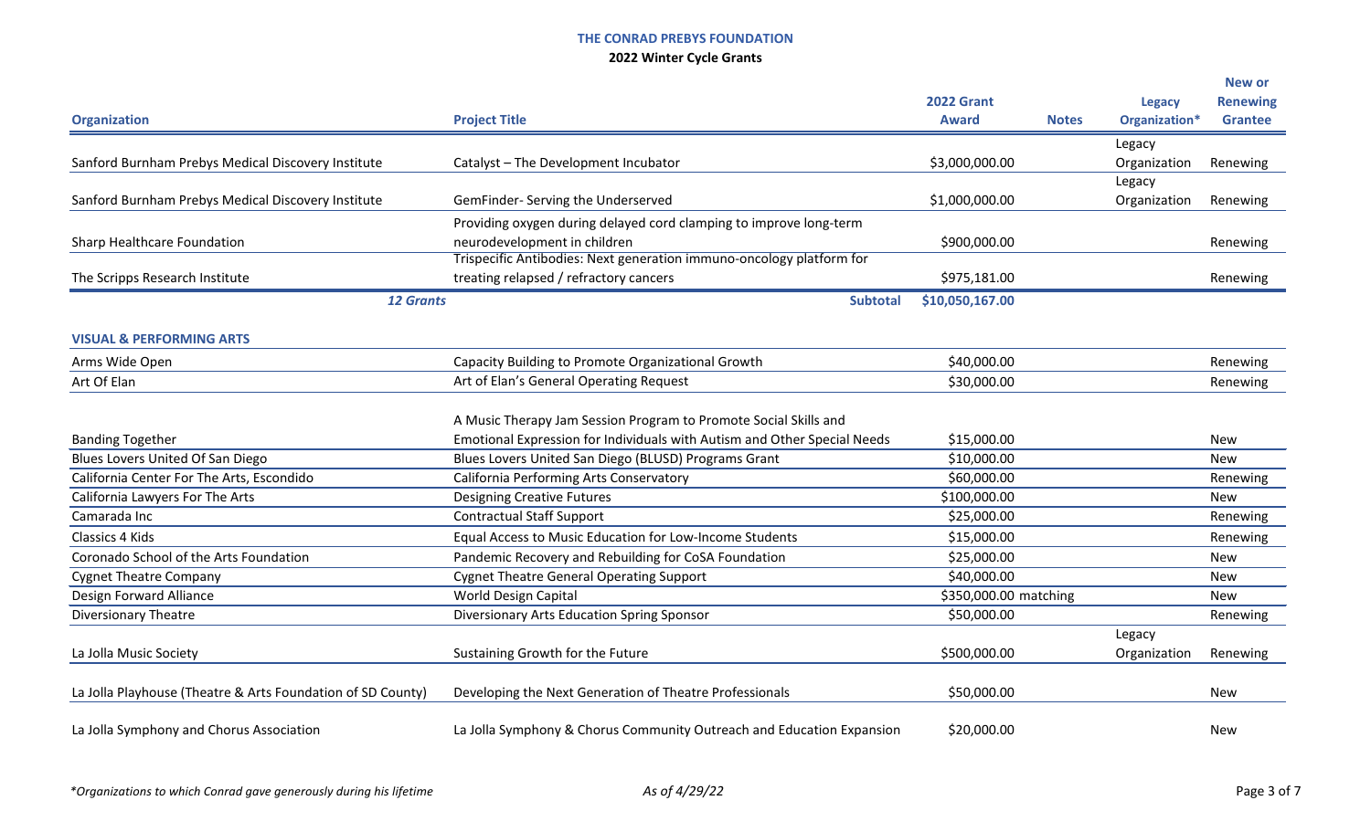**THE CONRAD PREBYS FOUNDATION**

**2022 Winter Cycle Grants**

| Organization | Project Title | 2022 Grant Award | Notes | Legacy Organization* | New or Renewing Grantee |
|---|---|---|---|---|---|
| Sanford Burnham Prebys Medical Discovery Institute | Catalyst – The Development Incubator | $3,000,000.00 | | Legacy Organization | Renewing |
| Sanford Burnham Prebys Medical Discovery Institute | GemFinder- Serving the Underserved | $1,000,000.00 | | Legacy Organization | Renewing |
| Sharp Healthcare Foundation | Providing oxygen during delayed cord clamping to improve long-term neurodevelopment in children | $900,000.00 | | | Renewing |
| The Scripps Research Institute | Trispecific Antibodies: Next generation immuno-oncology platform for treating relapsed / refractory cancers | $975,181.00 | | | Renewing |
| ***12 Grants*** | **Subtotal** | **$10,050,167.00** | | | |
| **VISUAL & PERFORMING ARTS** | | | | | |
| Arms Wide Open | Capacity Building to Promote Organizational Growth | $40,000.00 | | | Renewing |
| Art Of Elan | Art of Elan's General Operating Request | $30,000.00 | | | Renewing |
| Banding Together | A Music Therapy Jam Session Program to Promote Social Skills and Emotional Expression for Individuals with Autism and Other Special Needs | $15,000.00 | | | New |
| Blues Lovers United Of San Diego | Blues Lovers United San Diego (BLUSD) Programs Grant | $10,000.00 | | | New |
| California Center For The Arts, Escondido | California Performing Arts Conservatory | $60,000.00 | | | Renewing |
| California Lawyers For The Arts | Designing Creative Futures | $100,000.00 | | | New |
| Camarada Inc | Contractual Staff Support | $25,000.00 | | | Renewing |
| Classics 4 Kids | Equal Access to Music Education for Low-Income Students | $15,000.00 | | | Renewing |
| Coronado School of the Arts Foundation | Pandemic Recovery and Rebuilding for CoSA Foundation | $25,000.00 | | | New |
| Cygnet Theatre Company | Cygnet Theatre General Operating Support | $40,000.00 | | | New |
| Design Forward Alliance | World Design Capital | $350,000.00 | matching | | New |
| Diversionary Theatre | Diversionary Arts Education Spring Sponsor | $50,000.00 | | | Renewing |
| La Jolla Music Society | Sustaining Growth for the Future | $500,000.00 | | Legacy Organization | Renewing |
| La Jolla Playhouse (Theatre & Arts Foundation of SD County) | Developing the Next Generation of Theatre Professionals | $50,000.00 | | | New |
| La Jolla Symphony and Chorus Association | La Jolla Symphony & Chorus Community Outreach and Education Expansion | $20,000.00 | | | New |

*\*Organizations to which Conrad gave generously during his lifetime*

*As of 4/29/22*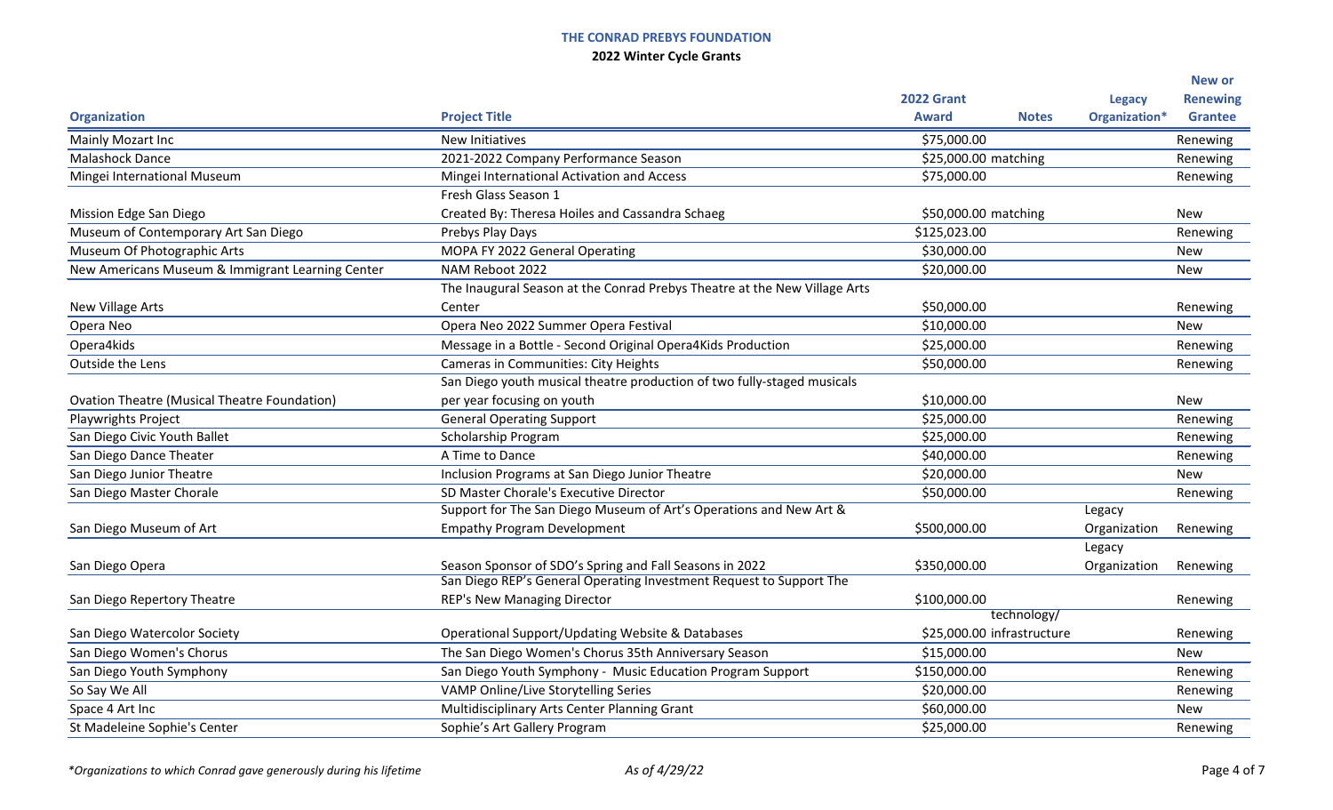**THE CONRAD PREBYS FOUNDATION**

**2022 Winter Cycle Grants**

| Organization | Project Title | 2022 Grant Award | Notes | Legacy Organization* | New or Renewing Grantee |
|---|---|---|---|---|---|
| Mainly Mozart Inc | New Initiatives | $75,000.00 | | | Renewing |
| Malashock Dance | 2021-2022 Company Performance Season | $25,000.00 | matching | | Renewing |
| Mingei International Museum | Mingei International Activation and Access | $75,000.00 | | | Renewing |
| Mission Edge San Diego | Fresh Glass Season 1 Created By: Theresa Hoiles and Cassandra Schaeg | $50,000.00 | matching | | New |
| Museum of Contemporary Art San Diego | Prebys Play Days | $125,023.00 | | | Renewing |
| Museum Of Photographic Arts | MOPA FY 2022 General Operating | $30,000.00 | | | New |
| New Americans Museum & Immigrant Learning Center | NAM Reboot 2022 | $20,000.00 | | | New |
| New Village Arts | The Inaugural Season at the Conrad Prebys Theatre at the New Village Arts Center | $50,000.00 | | | Renewing |
| Opera Neo | Opera Neo 2022 Summer Opera Festival | $10,000.00 | | | New |
| Opera4kids | Message in a Bottle - Second Original Opera4Kids Production | $25,000.00 | | | Renewing |
| Outside the Lens | Cameras in Communities: City Heights | $50,000.00 | | | Renewing |
| Ovation Theatre (Musical Theatre Foundation) | San Diego youth musical theatre production of two fully-staged musicals per year focusing on youth | $10,000.00 | | | New |
| Playwrights Project | General Operating Support | $25,000.00 | | | Renewing |
| San Diego Civic Youth Ballet | Scholarship Program | $25,000.00 | | | Renewing |
| San Diego Dance Theater | A Time to Dance | $40,000.00 | | | Renewing |
| San Diego Junior Theatre | Inclusion Programs at San Diego Junior Theatre | $20,000.00 | | | New |
| San Diego Master Chorale | SD Master Chorale's Executive Director | $50,000.00 | | | Renewing |
| San Diego Museum of Art | Support for The San Diego Museum of Art's Operations and New Art & Empathy Program Development | $500,000.00 | | Legacy Organization | Renewing |
| San Diego Opera | Season Sponsor of SDO's Spring and Fall Seasons in 2022 | $350,000.00 | | Legacy Organization | Renewing |
| San Diego Repertory Theatre | San Diego REP's General Operating Investment Request to Support The REP's New Managing Director | $100,000.00 | | | Renewing |
| San Diego Watercolor Society | Operational Support/Updating Website & Databases | $25,000.00 | technology/ infrastructure | | Renewing |
| San Diego Women's Chorus | The San Diego Women's Chorus 35th Anniversary Season | $15,000.00 | | | New |
| San Diego Youth Symphony | San Diego Youth Symphony - Music Education Program Support | $150,000.00 | | | Renewing |
| So Say We All | VAMP Online/Live Storytelling Series | $20,000.00 | | | Renewing |
| Space 4 Art Inc | Multidisciplinary Arts Center Planning Grant | $60,000.00 | | | New |
| St Madeleine Sophie's Center | Sophie's Art Gallery Program | $25,000.00 | | | Renewing |

*Organizations to which Conrad gave generously during his lifetime*

*As of 4/29/22*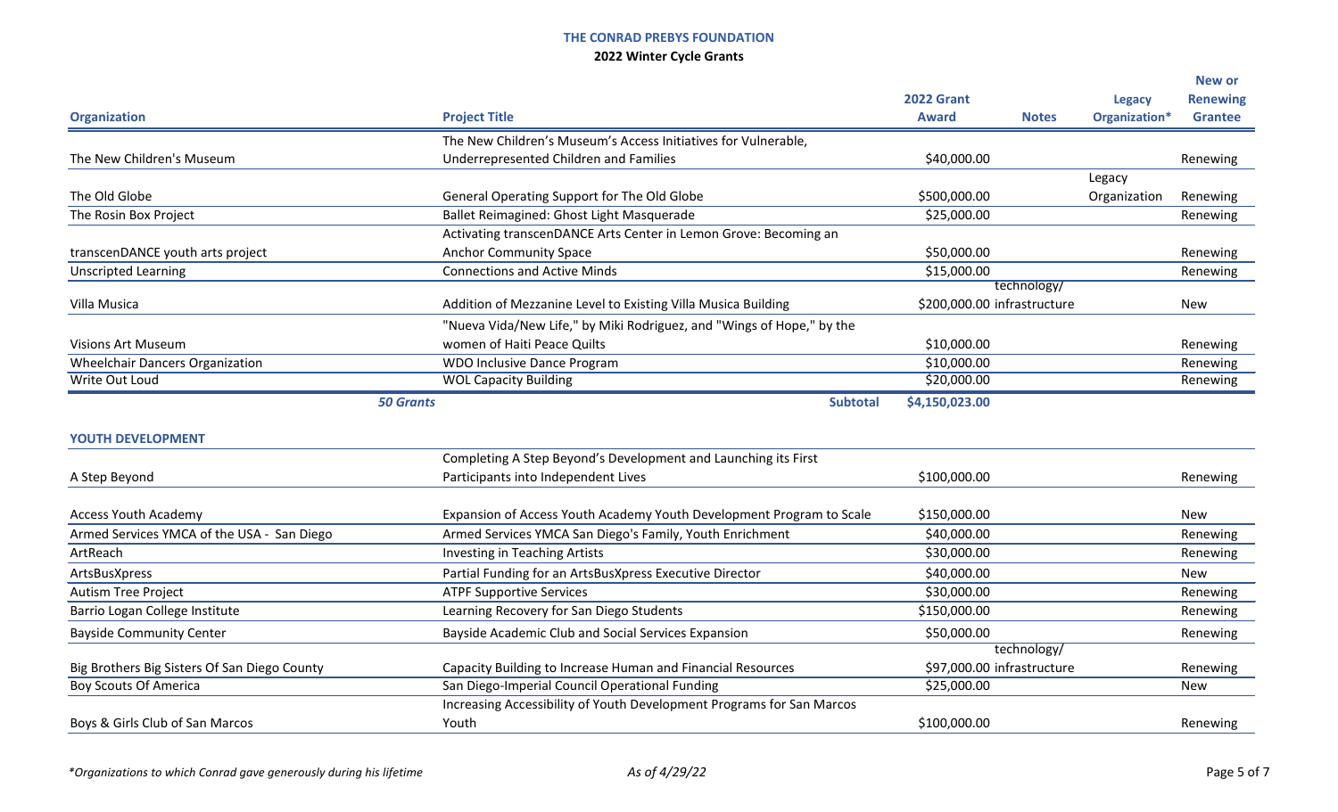**THE CONRAD PREBYS FOUNDATION**

**2022 Winter Cycle Grants**

| Organization | Project Title | 2022 Grant Award | Notes | Legacy Organization* | New or Renewing Grantee |
|---|---|---|---|---|---|
| The New Children's Museum | The New Children's Museum's Access Initiatives for Vulnerable, Underrepresented Children and Families | $40,000.00 | | | Renewing |
| The Old Globe | General Operating Support for The Old Globe | $500,000.00 | | Legacy Organization | Renewing |
| The Rosin Box Project | Ballet Reimagined: Ghost Light Masquerade | $25,000.00 | | | Renewing |
| transcenDANCE youth arts project | Activating transcenDANCE Arts Center in Lemon Grove: Becoming an Anchor Community Space | $50,000.00 | | | Renewing |
| Unscripted Learning | Connections and Active Minds | $15,000.00 | | | Renewing |
| Villa Musica | Addition of Mezzanine Level to Existing Villa Musica Building | $200,000.00 | technology/ infrastructure | | New |
| Visions Art Museum | "Nueva Vida/New Life," by Miki Rodriguez, and "Wings of Hope," by the women of Haiti Peace Quilts | $10,000.00 | | | Renewing |
| Wheelchair Dancers Organization | WDO Inclusive Dance Program | $10,000.00 | | | Renewing |
| Write Out Loud | WOL Capacity Building | $20,000.00 | | | Renewing |
| ***50 Grants*** | **Subtotal** | **$4,150,023.00** | | | |

**YOUTH DEVELOPMENT**

| Organization | Project Title | 2022 Grant Award | Notes | Legacy Organization* | New or Renewing Grantee |
|---|---|---|---|---|---|
| A Step Beyond | Completing A Step Beyond's Development and Launching its First Participants into Independent Lives | $100,000.00 | | | Renewing |
| Access Youth Academy | Expansion of Access Youth Academy Youth Development Program to Scale | $150,000.00 | | | New |
| Armed Services YMCA of the USA - San Diego | Armed Services YMCA San Diego's Family, Youth Enrichment | $40,000.00 | | | Renewing |
| ArtReach | Investing in Teaching Artists | $30,000.00 | | | Renewing |
| ArtsBusXpress | Partial Funding for an ArtsBusXpress Executive Director | $40,000.00 | | | New |
| Autism Tree Project | ATPF Supportive Services | $30,000.00 | | | Renewing |
| Barrio Logan College Institute | Learning Recovery for San Diego Students | $150,000.00 | | | Renewing |
| Bayside Community Center | Bayside Academic Club and Social Services Expansion | $50,000.00 | | | Renewing |
| Big Brothers Big Sisters Of San Diego County | Capacity Building to Increase Human and Financial Resources | $97,000.00 | technology/ infrastructure | | Renewing |
| Boy Scouts Of America | San Diego-Imperial Council Operational Funding | $25,000.00 | | | New |
| Boys & Girls Club of San Marcos | Increasing Accessibility of Youth Development Programs for San Marcos Youth | $100,000.00 | | | Renewing |

*\*Organizations to which Conrad gave generously during his lifetime*

*As of 4/29/22*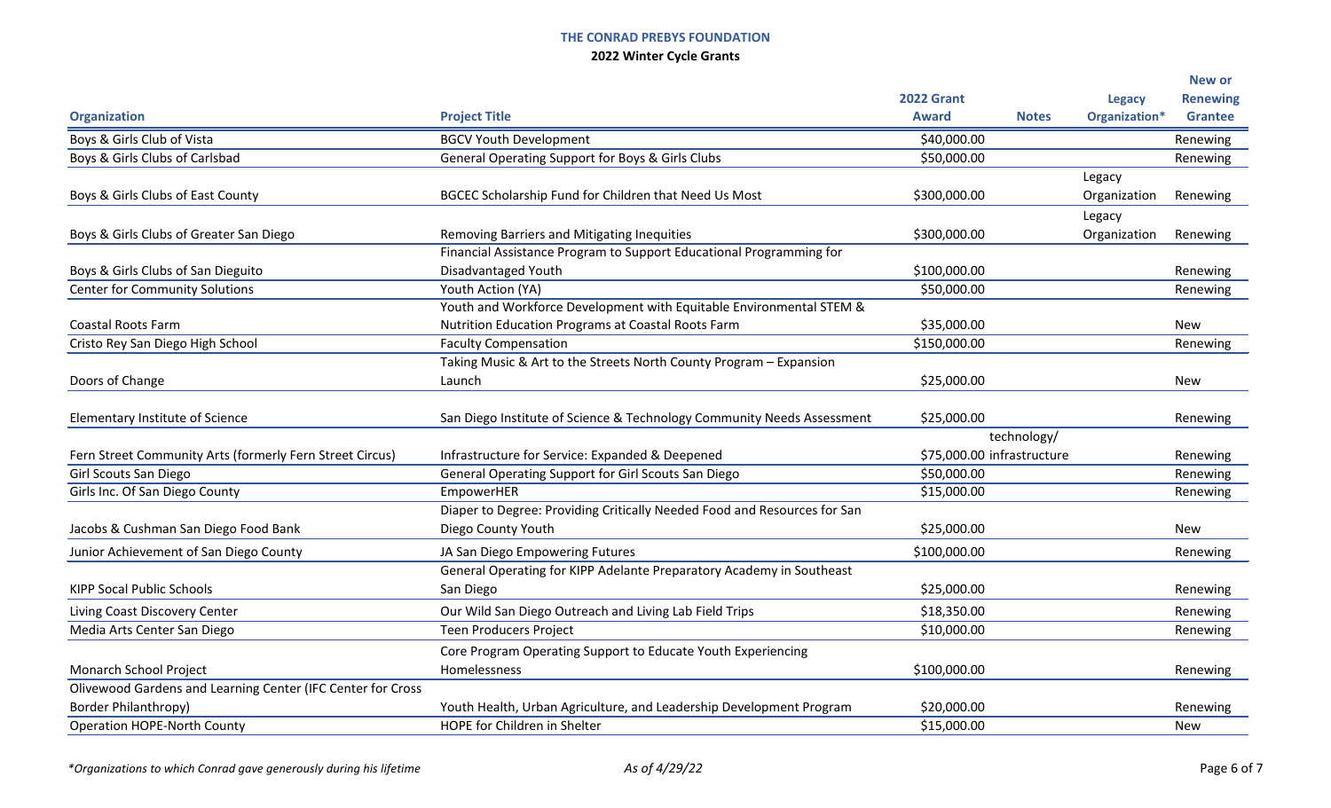**THE CONRAD PREBYS FOUNDATION**

**2022 Winter Cycle Grants**

| Organization | Project Title | 2022 Grant Award | Notes | Legacy Organization* | New or Renewing Grantee |
|---|---|---|---|---|---|
| Boys & Girls Club of Vista | BGCV Youth Development | $40,000.00 | | | Renewing |
| Boys & Girls Clubs of Carlsbad | General Operating Support for Boys & Girls Clubs | $50,000.00 | | | Renewing |
| Boys & Girls Clubs of East County | BGCEC Scholarship Fund for Children that Need Us Most | $300,000.00 | | Legacy Organization | Renewing |
| Boys & Girls Clubs of Greater San Diego | Removing Barriers and Mitigating Inequities | $300,000.00 | | Legacy Organization | Renewing |
| Boys & Girls Clubs of San Dieguito | Financial Assistance Program to Support Educational Programming for Disadvantaged Youth | $100,000.00 | | | Renewing |
| Center for Community Solutions | Youth Action (YA) | $50,000.00 | | | Renewing |
| Coastal Roots Farm | Youth and Workforce Development with Equitable Environmental STEM & Nutrition Education Programs at Coastal Roots Farm | $35,000.00 | | | New |
| Cristo Rey San Diego High School | Faculty Compensation | $150,000.00 | | | Renewing |
| Doors of Change | Taking Music & Art to the Streets North County Program – Expansion Launch | $25,000.00 | | | New |
| Elementary Institute of Science | San Diego Institute of Science & Technology Community Needs Assessment | $25,000.00 | | | Renewing |
| Fern Street Community Arts (formerly Fern Street Circus) | Infrastructure for Service: Expanded & Deepened | $75,000.00 | technology/ infrastructure | | Renewing |
| Girl Scouts San Diego | General Operating Support for Girl Scouts San Diego | $50,000.00 | | | Renewing |
| Girls Inc. Of San Diego County | EmpowerHER | $15,000.00 | | | Renewing |
| Jacobs & Cushman San Diego Food Bank | Diaper to Degree: Providing Critically Needed Food and Resources for San Diego County Youth | $25,000.00 | | | New |
| Junior Achievement of San Diego County | JA San Diego Empowering Futures | $100,000.00 | | | Renewing |
| KIPP Socal Public Schools | General Operating for KIPP Adelante Preparatory Academy in Southeast San Diego | $25,000.00 | | | Renewing |
| Living Coast Discovery Center | Our Wild San Diego Outreach and Living Lab Field Trips | $18,350.00 | | | Renewing |
| Media Arts Center San Diego | Teen Producers Project | $10,000.00 | | | Renewing |
| Monarch School Project | Core Program Operating Support to Educate Youth Experiencing Homelessness | $100,000.00 | | | Renewing |
| Olivewood Gardens and Learning Center (IFC Center for Cross Border Philanthropy) | Youth Health, Urban Agriculture, and Leadership Development Program | $20,000.00 | | | Renewing |
| Operation HOPE-North County | HOPE for Children in Shelter | $15,000.00 | | | New |

*\*Organizations to which Conrad gave generously during his lifetime*

*As of 4/29/22*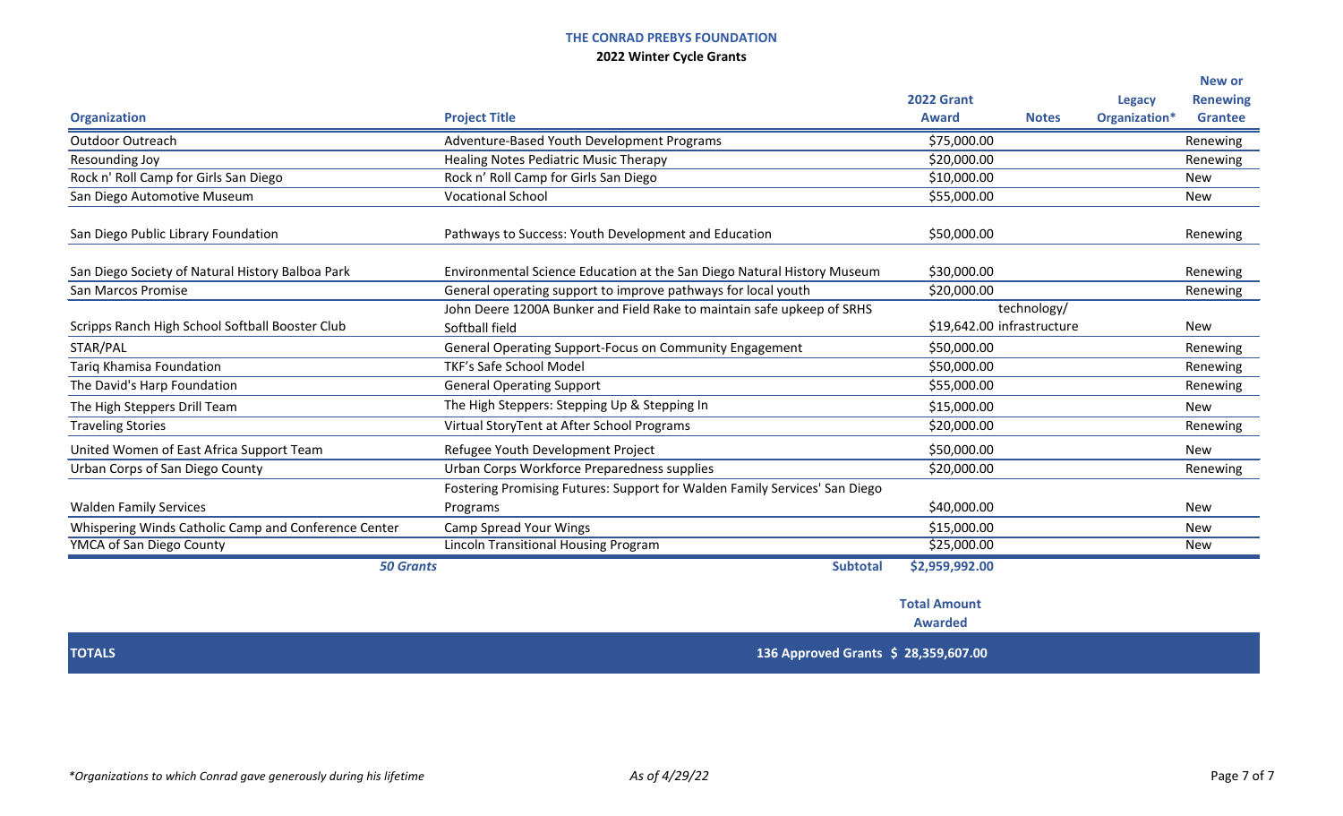**THE CONRAD PREBYS FOUNDATION**

**2022 Winter Cycle Grants**

| Organization | Project Title | 2022 Grant Award | Notes | Legacy Organization* | New or Renewing Grantee |
|---|---|---|---|---|---|
| Outdoor Outreach | Adventure-Based Youth Development Programs | $75,000.00 | | | Renewing |
| Resounding Joy | Healing Notes Pediatric Music Therapy | $20,000.00 | | | Renewing |
| Rock n' Roll Camp for Girls San Diego | Rock n' Roll Camp for Girls San Diego | $10,000.00 | | | New |
| San Diego Automotive Museum | Vocational School | $55,000.00 | | | New |
| San Diego Public Library Foundation | Pathways to Success: Youth Development and Education | $50,000.00 | | | Renewing |
| San Diego Society of Natural History Balboa Park | Environmental Science Education at the San Diego Natural History Museum | $30,000.00 | | | Renewing |
| San Marcos Promise | General operating support to improve pathways for local youth | $20,000.00 | | | Renewing |
| Scripps Ranch High School Softball Booster Club | John Deere 1200A Bunker and Field Rake to maintain safe upkeep of SRHS Softball field | $19,642.00 | technology/ infrastructure | | New |
| STAR/PAL | General Operating Support-Focus on Community Engagement | $50,000.00 | | | Renewing |
| Tariq Khamisa Foundation | TKF's Safe School Model | $50,000.00 | | | Renewing |
| The David's Harp Foundation | General Operating Support | $55,000.00 | | | Renewing |
| The High Steppers Drill Team | The High Steppers: Stepping Up & Stepping In | $15,000.00 | | | New |
| Traveling Stories | Virtual StoryTent at After School Programs | $20,000.00 | | | Renewing |
| United Women of East Africa Support Team | Refugee Youth Development Project | $50,000.00 | | | New |
| Urban Corps of San Diego County | Urban Corps Workforce Preparedness supplies | $20,000.00 | | | Renewing |
| Walden Family Services | Fostering Promising Futures: Support for Walden Family Services' San Diego Programs | $40,000.00 | | | New |
| Whispering Winds Catholic Camp and Conference Center | Camp Spread Your Wings | $15,000.00 | | | New |
| YMCA of San Diego County | Lincoln Transitional Housing Program | $25,000.00 | | | New |
| *50 Grants* | **Subtotal** | **$2,959,992.00** | | | |

| | | |
|---|---|---|
| | | **Total Amount Awarded** |
| **TOTALS** | **136 Approved Grants** | **$ 28,359,607.00** |

*\*Organizations to which Conrad gave generously during his lifetime*

*As of 4/29/22*